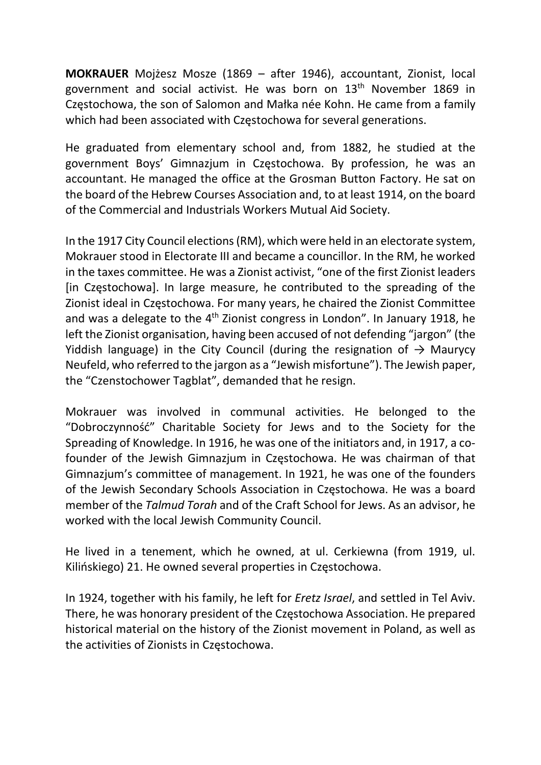**MOKRAUER** Mojżesz Mosze (1869 – after 1946), accountant, Zionist, local government and social activist. He was born on 13th November 1869 in Częstochowa, the son of Salomon and Małka née Kohn. He came from a family which had been associated with Częstochowa for several generations.

He graduated from elementary school and, from 1882, he studied at the government Boys' Gimnazjum in Częstochowa. By profession, he was an accountant. He managed the office at the Grosman Button Factory. He sat on the board of the Hebrew Courses Association and, to at least 1914, on the board of the Commercial and Industrials Workers Mutual Aid Society.

In the 1917 City Council elections (RM), which were held in an electorate system, Mokrauer stood in Electorate III and became a councillor. In the RM, he worked in the taxes committee. He was a Zionist activist, "one of the first Zionist leaders [in Częstochowa]. In large measure, he contributed to the spreading of the Zionist ideal in Częstochowa. For many years, he chaired the Zionist Committee and was a delegate to the 4th Zionist congress in London". In January 1918, he left the Zionist organisation, having been accused of not defending "jargon" (the Yiddish language) in the City Council (during the resignation of → Maurycy Neufeld, who referred to the jargon as a "Jewish misfortune"). The Jewish paper, the "Czenstochower Tagblat", demanded that he resign.

Mokrauer was involved in communal activities. He belonged to the "Dobroczynność" Charitable Society for Jews and to the Society for the Spreading of Knowledge. In 1916, he was one of the initiators and, in 1917, a co-founder of the Jewish Gimnazjum in Częstochowa. He was chairman of that Gimnazjum's committee of management. In 1921, he was one of the founders of the Jewish Secondary Schools Association in Częstochowa. He was a board member of the *Talmud Torah* and of the Craft School for Jews. As an advisor, he worked with the local Jewish Community Council.

He lived in a tenement, which he owned, at ul. Cerkiewna (from 1919, ul. Kilińskiego) 21. He owned several properties in Częstochowa.

In 1924, together with his family, he left for *Eretz Israel*, and settled in Tel Aviv. There, he was honorary president of the Częstochowa Association. He prepared historical material on the history of the Zionist movement in Poland, as well as the activities of Zionists in Częstochowa.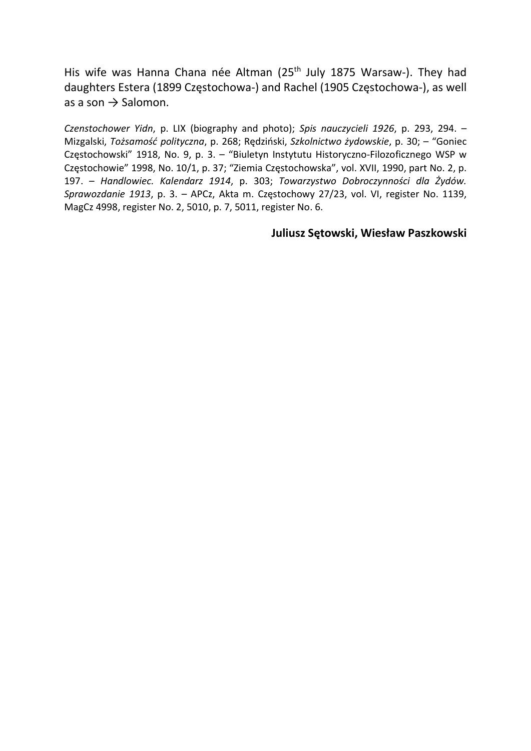His wife was Hanna Chana née Altman (25th July 1875 Warsaw-). They had daughters Estera (1899 Częstochowa-) and Rachel (1905 Częstochowa-), as well as a son → Salomon.

*Czenstochower Yidn*, p. LIX (biography and photo); *Spis nauczycieli 1926*, p. 293, 294. – Mizgalski, *Tożsamość polityczna*, p. 268; Rędziński, *Szkolnictwo żydowskie*, p. 30; – "Goniec Częstochowski" 1918, No. 9, p. 3. – "Biuletyn Instytutu Historyczno-Filozoficznego WSP w Częstochowie" 1998, No. 10/1, p. 37; "Ziemia Częstochowska", vol. XVII, 1990, part No. 2, p. 197. – *Handlowiec. Kalendarz 1914*, p. 303; *Towarzystwo Dobroczynności dla Żydów. Sprawozdanie 1913*, p. 3. – APCz, Akta m. Częstochowy 27/23, vol. VI, register No. 1139, MagCz 4998, register No. 2, 5010, p. 7, 5011, register No. 6.

**Juliusz Sętowski, Wiesław Paszkowski**